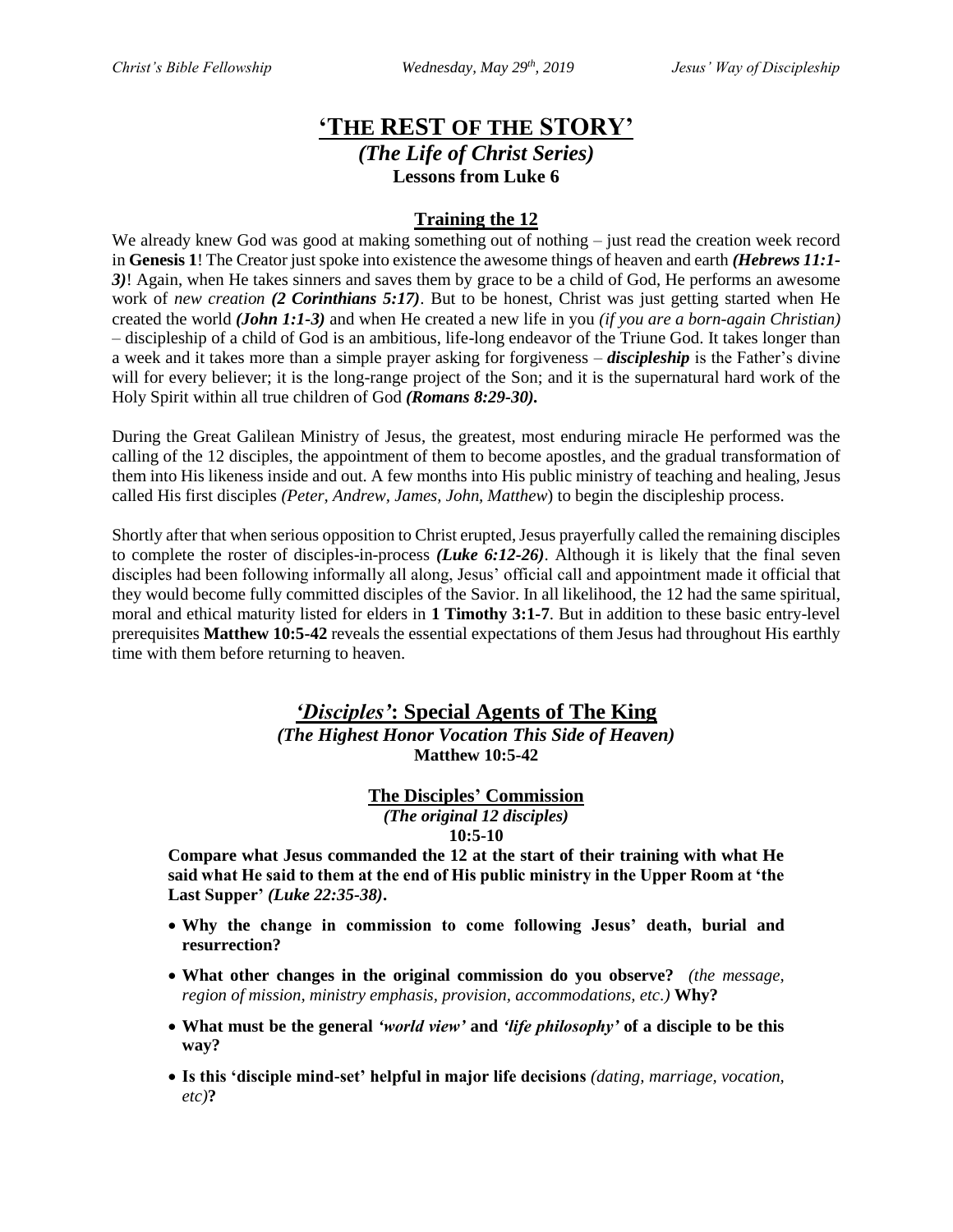# 'THE REST OF THE STORY'

***(The Life of Christ Series)***

**Lessons from Luke 6**

## Training the 12

We already knew God was good at making something out of nothing – just read the creation week record in **Genesis 1**! The Creator just spoke into existence the awesome things of heaven and earth ***(Hebrews 11:1-3)***! Again, when He takes sinners and saves them by grace to be a child of God, He performs an awesome work of *new creation* ***(2 Corinthians 5:17)***. But to be honest, Christ was just getting started when He created the world ***(John 1:1-3)*** and when He created a new life in you *(if you are a born-again Christian)* – discipleship of a child of God is an ambitious, life-long endeavor of the Triune God. It takes longer than a week and it takes more than a simple prayer asking for forgiveness – ***discipleship*** is the Father's divine will for every believer; it is the long-range project of the Son; and it is the supernatural hard work of the Holy Spirit within all true children of God ***(Romans 8:29-30)***.

During the Great Galilean Ministry of Jesus, the greatest, most enduring miracle He performed was the calling of the 12 disciples, the appointment of them to become apostles, and the gradual transformation of them into His likeness inside and out. A few months into His public ministry of teaching and healing, Jesus called His first disciples *(Peter, Andrew, James, John, Matthew)* to begin the discipleship process.

Shortly after that when serious opposition to Christ erupted, Jesus prayerfully called the remaining disciples to complete the roster of disciples-in-process ***(Luke 6:12-26)***. Although it is likely that the final seven disciples had been following informally all along, Jesus' official call and appointment made it official that they would become fully committed disciples of the Savior. In all likelihood, the 12 had the same spiritual, moral and ethical maturity listed for elders in **1 Timothy 3:1-7**. But in addition to these basic entry-level prerequisites **Matthew 10:5-42** reveals the essential expectations of them Jesus had throughout His earthly time with them before returning to heaven.

## *'Disciples'*: Special Agents of The King

***(The Highest Honor Vocation This Side of Heaven)***

**Matthew 10:5-42**

### The Disciples' Commission

***(The original 12 disciples)***

**10:5-10**

**Compare what Jesus commanded the 12 at the start of their training with what He said what He said to them at the end of His public ministry in the Upper Room at 'the Last Supper'** ***(Luke 22:35-38)*****.**

- **Why the change in commission to come following Jesus' death, burial and resurrection?**
- **What other changes in the original commission do you observe?** *(the message, region of mission, ministry emphasis, provision, accommodations, etc.)* **Why?**
- **What must be the general** ***'world view'*** **and** ***'life philosophy'*** **of a disciple to be this way?**
- **Is this 'disciple mind-set' helpful in major life decisions** *(dating, marriage, vocation, etc)***?**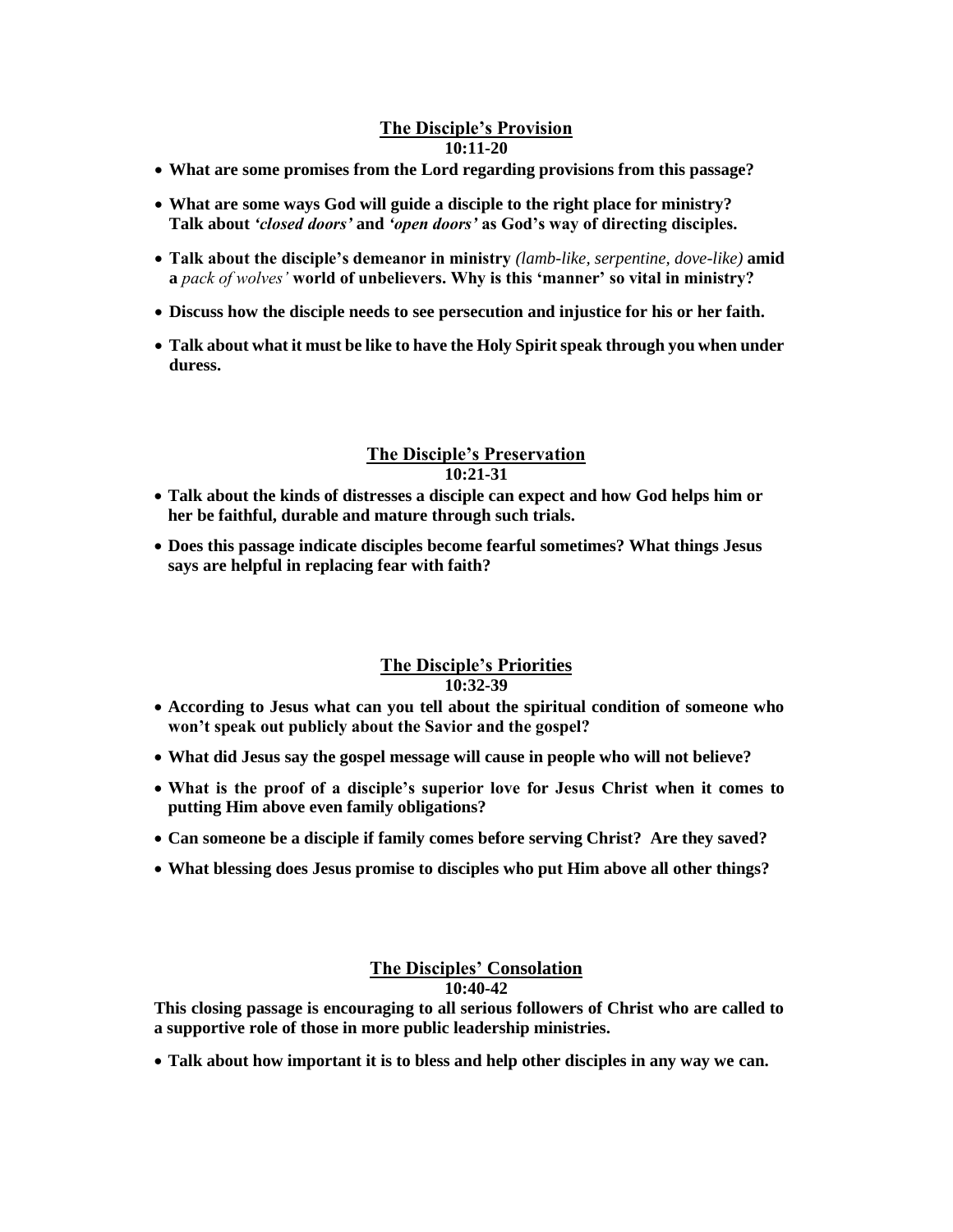## The Disciple's Provision
**10:11-20**

- **What are some promises from the Lord regarding provisions from this passage?**
- **What are some ways God will guide a disciple to the right place for ministry? Talk about *'closed doors'* and *'open doors'* as God's way of directing disciples.**
- **Talk about the disciple's demeanor in ministry** *(lamb-like, serpentine, dove-like)* **amid a** *pack of wolves'* **world of unbelievers. Why is this 'manner' so vital in ministry?**
- **Discuss how the disciple needs to see persecution and injustice for his or her faith.**
- **Talk about what it must be like to have the Holy Spirit speak through you when under duress.**

## The Disciple's Preservation
**10:21-31**

- **Talk about the kinds of distresses a disciple can expect and how God helps him or her be faithful, durable and mature through such trials.**
- **Does this passage indicate disciples become fearful sometimes? What things Jesus says are helpful in replacing fear with faith?**

## The Disciple's Priorities
**10:32-39**

- **According to Jesus what can you tell about the spiritual condition of someone who won't speak out publicly about the Savior and the gospel?**
- **What did Jesus say the gospel message will cause in people who will not believe?**
- **What is the proof of a disciple's superior love for Jesus Christ when it comes to putting Him above even family obligations?**
- **Can someone be a disciple if family comes before serving Christ? Are they saved?**
- **What blessing does Jesus promise to disciples who put Him above all other things?**

## The Disciples' Consolation
**10:40-42**

**This closing passage is encouraging to all serious followers of Christ who are called to a supportive role of those in more public leadership ministries.**

- **Talk about how important it is to bless and help other disciples in any way we can.**